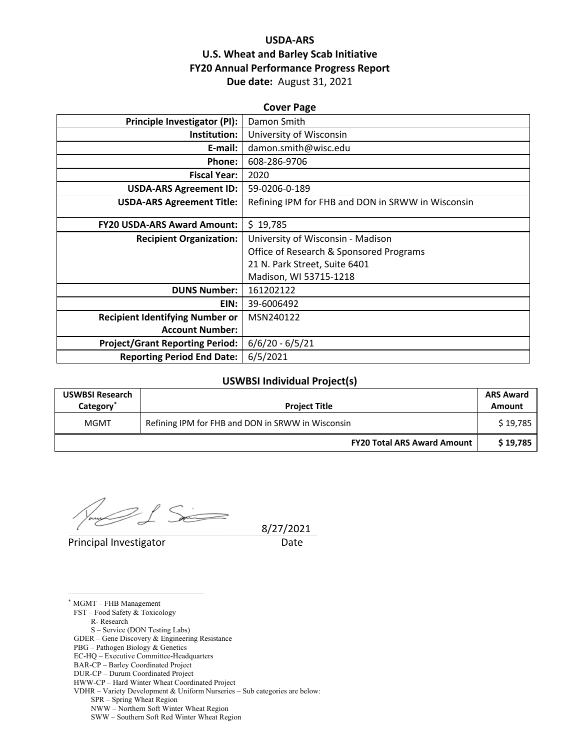# USDA-ARS
## U.S. Wheat and Barley Scab Initiative
## FY20 Annual Performance Progress Report
**Due date:** August 31, 2021

### Cover Page

| | |
|---:|---|
| **Principle Investigator (PI):** | Damon Smith |
| **Institution:** | University of Wisconsin |
| **E-mail:** | damon.smith@wisc.edu |
| **Phone:** | 608-286-9706 |
| **Fiscal Year:** | 2020 |
| **USDA-ARS Agreement ID:** | 59-0206-0-189 |
| **USDA-ARS Agreement Title:** | Refining IPM for FHB and DON in SRWW in Wisconsin |
| **FY20 USDA-ARS Award Amount:** | $ 19,785 |
| **Recipient Organization:** | University of Wisconsin - Madison<br>Office of Research & Sponsored Programs<br>21 N. Park Street, Suite 6401<br>Madison, WI 53715-1218 |
| **DUNS Number:** | 161202122 |
| **EIN:** | 39-6006492 |
| **Recipient Identifying Number or Account Number:** | MSN240122 |
| **Project/Grant Reporting Period:** | 6/6/20 - 6/5/21 |
| **Reporting Period End Date:** | 6/5/2021 |

### USWBSI Individual Project(s)

| USWBSI Research Category* | Project Title | ARS Award Amount |
|---|---|---|
| MGMT | Refining IPM for FHB and DON in SRWW in Wisconsin | $ 19,785 |
| | **FY20 Total ARS Award Amount** | **$ 19,785** |

8/27/2021

Principal Investigator &emsp;&emsp;&emsp;&emsp; Date

---

\* MGMT – FHB Management
FST – Food Safety & Toxicology
 R- Research
 S – Service (DON Testing Labs)
GDER – Gene Discovery & Engineering Resistance
PBG – Pathogen Biology & Genetics
EC-HQ – Executive Committee-Headquarters
BAR-CP – Barley Coordinated Project
DUR-CP – Durum Coordinated Project
HWW-CP – Hard Winter Wheat Coordinated Project
VDHR – Variety Development & Uniform Nurseries – Sub categories are below:
 SPR – Spring Wheat Region
 NWW – Northern Soft Winter Wheat Region
 SWW – Southern Soft Red Winter Wheat Region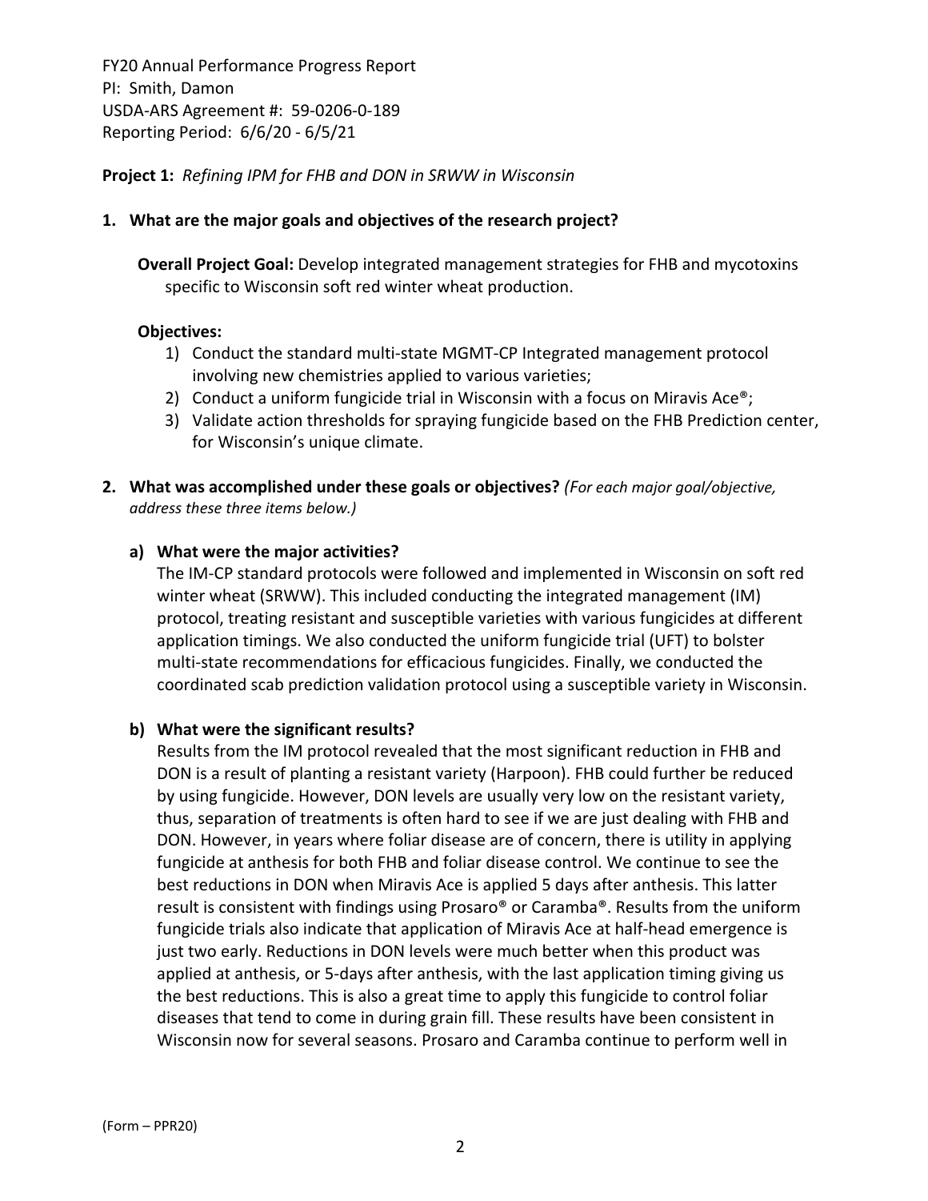FY20 Annual Performance Progress Report
PI: Smith, Damon
USDA-ARS Agreement #: 59-0206-0-189
Reporting Period: 6/6/20 - 6/5/21

**Project 1:** *Refining IPM for FHB and DON in SRWW in Wisconsin*

**1. What are the major goals and objectives of the research project?**

**Overall Project Goal:** Develop integrated management strategies for FHB and mycotoxins specific to Wisconsin soft red winter wheat production.

**Objectives:**

1) Conduct the standard multi-state MGMT-CP Integrated management protocol involving new chemistries applied to various varieties;
2) Conduct a uniform fungicide trial in Wisconsin with a focus on Miravis Ace®;
3) Validate action thresholds for spraying fungicide based on the FHB Prediction center, for Wisconsin's unique climate.

**2. What was accomplished under these goals or objectives?** *(For each major goal/objective, address these three items below.)*

**a) What were the major activities?**

The IM-CP standard protocols were followed and implemented in Wisconsin on soft red winter wheat (SRWW). This included conducting the integrated management (IM) protocol, treating resistant and susceptible varieties with various fungicides at different application timings. We also conducted the uniform fungicide trial (UFT) to bolster multi-state recommendations for efficacious fungicides. Finally, we conducted the coordinated scab prediction validation protocol using a susceptible variety in Wisconsin.

**b) What were the significant results?**

Results from the IM protocol revealed that the most significant reduction in FHB and DON is a result of planting a resistant variety (Harpoon). FHB could further be reduced by using fungicide. However, DON levels are usually very low on the resistant variety, thus, separation of treatments is often hard to see if we are just dealing with FHB and DON. However, in years where foliar disease are of concern, there is utility in applying fungicide at anthesis for both FHB and foliar disease control. We continue to see the best reductions in DON when Miravis Ace is applied 5 days after anthesis. This latter result is consistent with findings using Prosaro® or Caramba®. Results from the uniform fungicide trials also indicate that application of Miravis Ace at half-head emergence is just two early. Reductions in DON levels were much better when this product was applied at anthesis, or 5-days after anthesis, with the last application timing giving us the best reductions. This is also a great time to apply this fungicide to control foliar diseases that tend to come in during grain fill. These results have been consistent in Wisconsin now for several seasons. Prosaro and Caramba continue to perform well in

(Form – PPR20)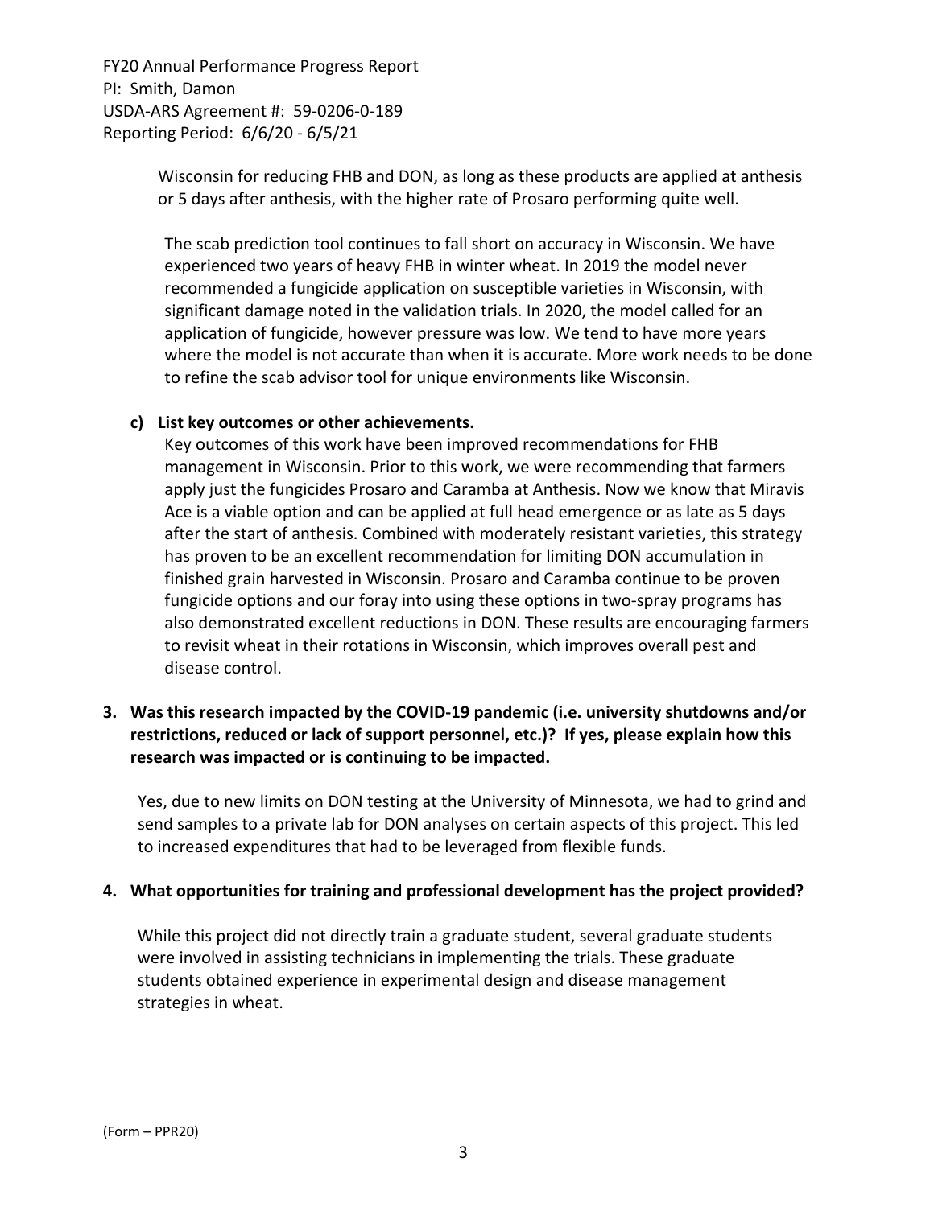Wisconsin for reducing FHB and DON, as long as these products are applied at anthesis or 5 days after anthesis, with the higher rate of Prosaro performing quite well.

The scab prediction tool continues to fall short on accuracy in Wisconsin. We have experienced two years of heavy FHB in winter wheat. In 2019 the model never recommended a fungicide application on susceptible varieties in Wisconsin, with significant damage noted in the validation trials. In 2020, the model called for an application of fungicide, however pressure was low. We tend to have more years where the model is not accurate than when it is accurate. More work needs to be done to refine the scab advisor tool for unique environments like Wisconsin.

**c) List key outcomes or other achievements.**

Key outcomes of this work have been improved recommendations for FHB management in Wisconsin. Prior to this work, we were recommending that farmers apply just the fungicides Prosaro and Caramba at Anthesis. Now we know that Miravis Ace is a viable option and can be applied at full head emergence or as late as 5 days after the start of anthesis. Combined with moderately resistant varieties, this strategy has proven to be an excellent recommendation for limiting DON accumulation in finished grain harvested in Wisconsin. Prosaro and Caramba continue to be proven fungicide options and our foray into using these options in two-spray programs has also demonstrated excellent reductions in DON. These results are encouraging farmers to revisit wheat in their rotations in Wisconsin, which improves overall pest and disease control.

**3. Was this research impacted by the COVID-19 pandemic (i.e. university shutdowns and/or restrictions, reduced or lack of support personnel, etc.)? If yes, please explain how this research was impacted or is continuing to be impacted.**

Yes, due to new limits on DON testing at the University of Minnesota, we had to grind and send samples to a private lab for DON analyses on certain aspects of this project. This led to increased expenditures that had to be leveraged from flexible funds.

**4. What opportunities for training and professional development has the project provided?**

While this project did not directly train a graduate student, several graduate students were involved in assisting technicians in implementing the trials. These graduate students obtained experience in experimental design and disease management strategies in wheat.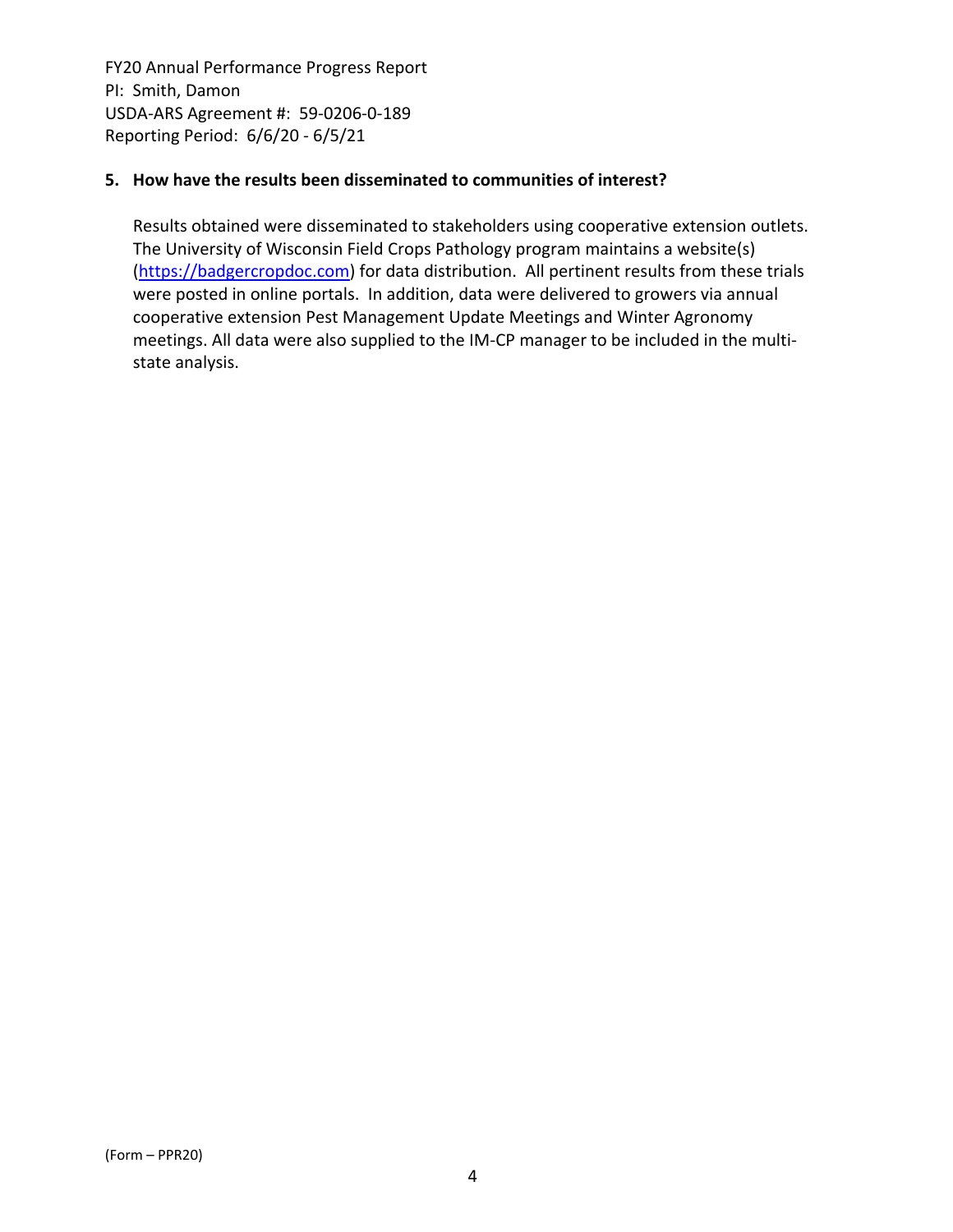## 5. How have the results been disseminated to communities of interest?

Results obtained were disseminated to stakeholders using cooperative extension outlets. The University of Wisconsin Field Crops Pathology program maintains a website(s) (https://badgercropdoc.com) for data distribution. All pertinent results from these trials were posted in online portals. In addition, data were delivered to growers via annual cooperative extension Pest Management Update Meetings and Winter Agronomy meetings. All data were also supplied to the IM-CP manager to be included in the multi-state analysis.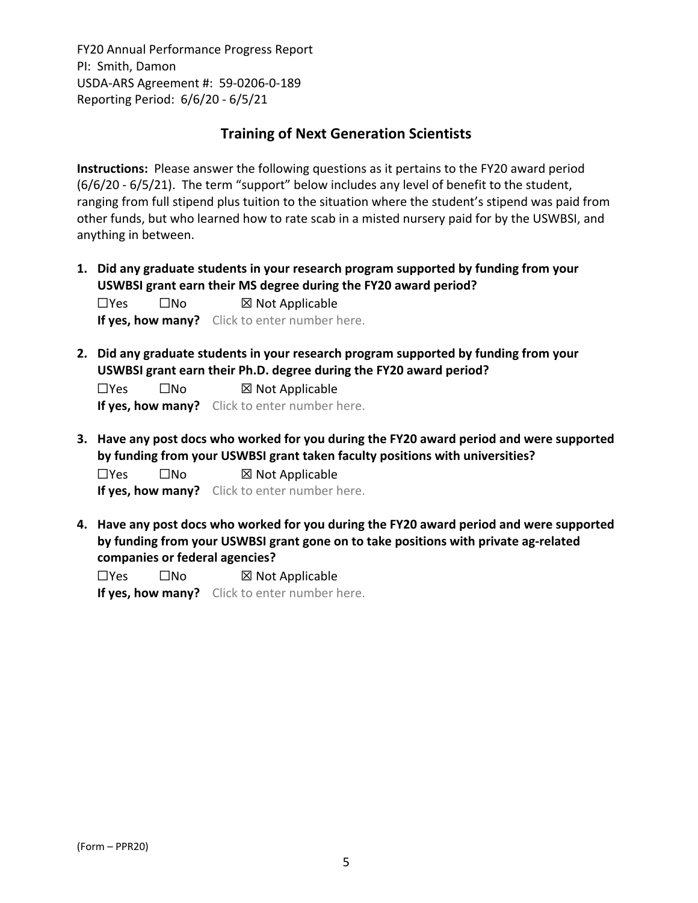## Training of Next Generation Scientists

**Instructions:** Please answer the following questions as it pertains to the FY20 award period (6/6/20 - 6/5/21). The term "support" below includes any level of benefit to the student, ranging from full stipend plus tuition to the situation where the student's stipend was paid from other funds, but who learned how to rate scab in a misted nursery paid for by the USWBSI, and anything in between.

1. **Did any graduate students in your research program supported by funding from your USWBSI grant earn their MS degree during the FY20 award period?**

   ☐Yes ☐No ☒ Not Applicable

   **If yes, how many?** Click to enter number here.

2. **Did any graduate students in your research program supported by funding from your USWBSI grant earn their Ph.D. degree during the FY20 award period?**

   ☐Yes ☐No ☒ Not Applicable

   **If yes, how many?** Click to enter number here.

3. **Have any post docs who worked for you during the FY20 award period and were supported by funding from your USWBSI grant taken faculty positions with universities?**

   ☐Yes ☐No ☒ Not Applicable

   **If yes, how many?** Click to enter number here.

4. **Have any post docs who worked for you during the FY20 award period and were supported by funding from your USWBSI grant gone on to take positions with private ag-related companies or federal agencies?**

   ☐Yes ☐No ☒ Not Applicable

   **If yes, how many?** Click to enter number here.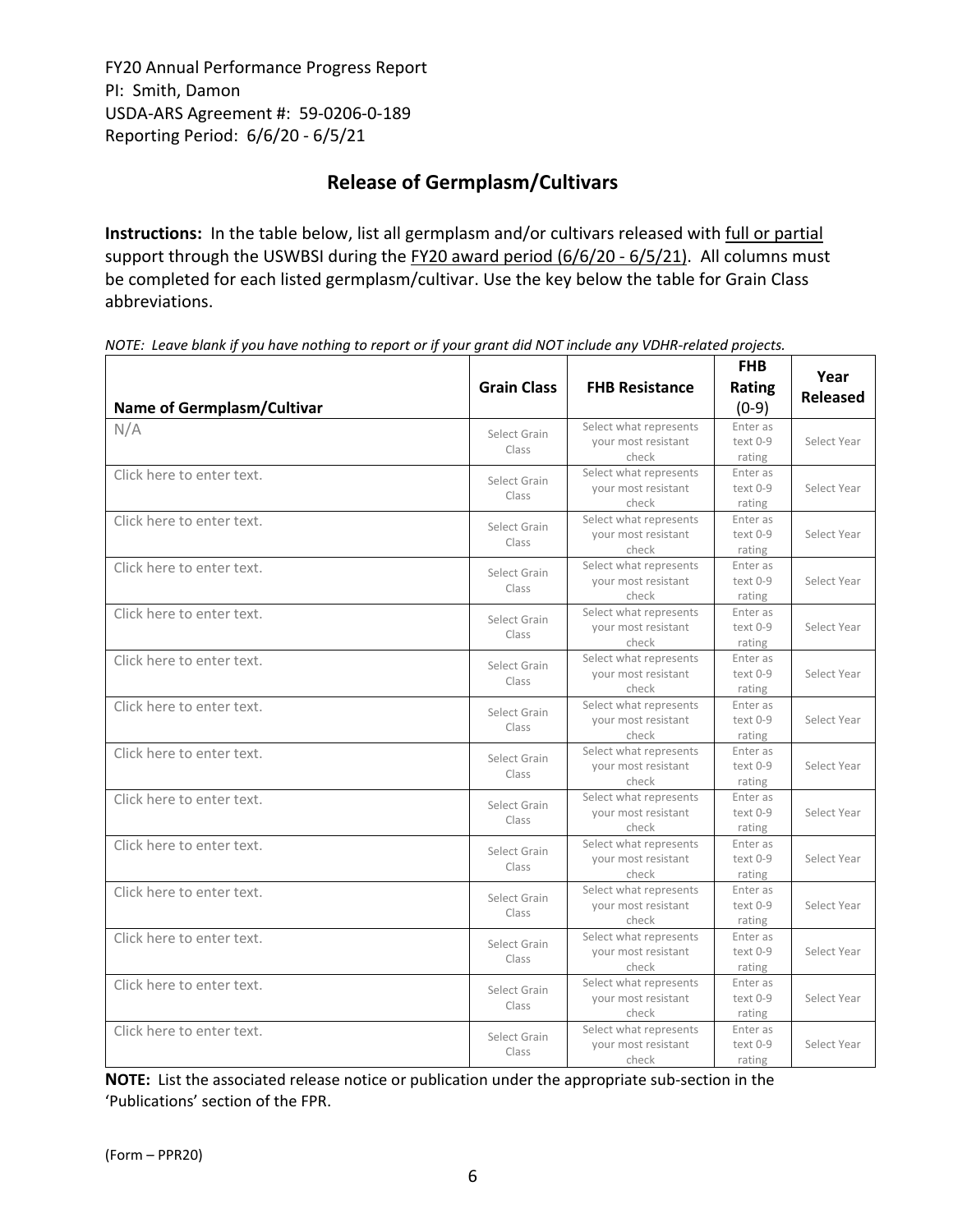FY20 Annual Performance Progress Report
PI: Smith, Damon
USDA-ARS Agreement #: 59-0206-0-189
Reporting Period: 6/6/20 - 6/5/21

## Release of Germplasm/Cultivars

**Instructions:** In the table below, list all germplasm and/or cultivars released with full or partial support through the USWBSI during the FY20 award period (6/6/20 - 6/5/21). All columns must be completed for each listed germplasm/cultivar. Use the key below the table for Grain Class abbreviations.

*NOTE: Leave blank if you have nothing to report or if your grant did NOT include any VDHR-related projects.*

| Name of Germplasm/Cultivar | Grain Class | FHB Resistance | FHB Rating (0-9) | Year Released |
|---|---|---|---|---|
| N/A | Select Grain Class | Select what represents your most resistant check | Enter as text 0-9 rating | Select Year |
| Click here to enter text. | Select Grain Class | Select what represents your most resistant check | Enter as text 0-9 rating | Select Year |
| Click here to enter text. | Select Grain Class | Select what represents your most resistant check | Enter as text 0-9 rating | Select Year |
| Click here to enter text. | Select Grain Class | Select what represents your most resistant check | Enter as text 0-9 rating | Select Year |
| Click here to enter text. | Select Grain Class | Select what represents your most resistant check | Enter as text 0-9 rating | Select Year |
| Click here to enter text. | Select Grain Class | Select what represents your most resistant check | Enter as text 0-9 rating | Select Year |
| Click here to enter text. | Select Grain Class | Select what represents your most resistant check | Enter as text 0-9 rating | Select Year |
| Click here to enter text. | Select Grain Class | Select what represents your most resistant check | Enter as text 0-9 rating | Select Year |
| Click here to enter text. | Select Grain Class | Select what represents your most resistant check | Enter as text 0-9 rating | Select Year |
| Click here to enter text. | Select Grain Class | Select what represents your most resistant check | Enter as text 0-9 rating | Select Year |
| Click here to enter text. | Select Grain Class | Select what represents your most resistant check | Enter as text 0-9 rating | Select Year |
| Click here to enter text. | Select Grain Class | Select what represents your most resistant check | Enter as text 0-9 rating | Select Year |
| Click here to enter text. | Select Grain Class | Select what represents your most resistant check | Enter as text 0-9 rating | Select Year |
| Click here to enter text. | Select Grain Class | Select what represents your most resistant check | Enter as text 0-9 rating | Select Year |

**NOTE:** List the associated release notice or publication under the appropriate sub-section in the 'Publications' section of the FPR.

(Form – PPR20)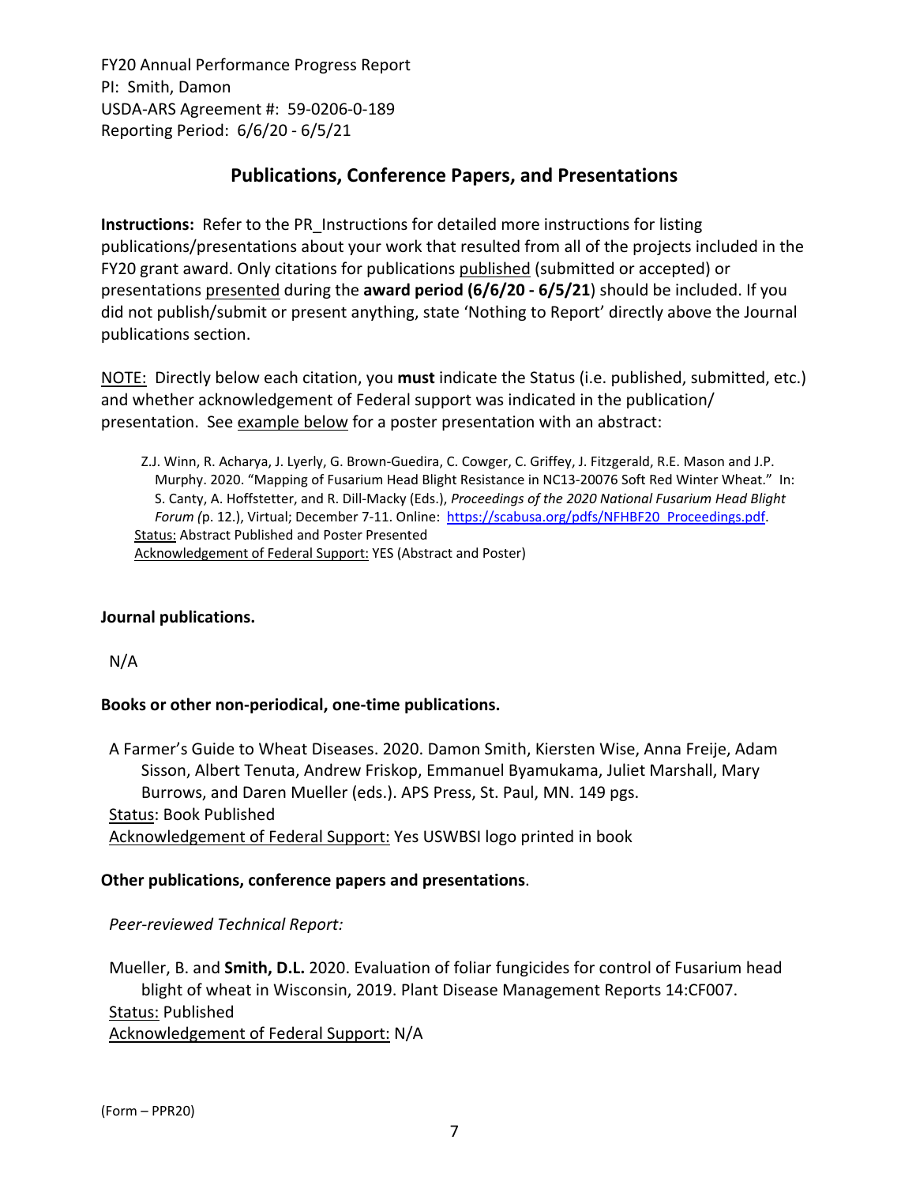FY20 Annual Performance Progress Report
PI: Smith, Damon
USDA-ARS Agreement #: 59-0206-0-189
Reporting Period: 6/6/20 - 6/5/21

## Publications, Conference Papers, and Presentations

**Instructions:** Refer to the PR_Instructions for detailed more instructions for listing publications/presentations about your work that resulted from all of the projects included in the FY20 grant award. Only citations for publications published (submitted or accepted) or presentations presented during the **award period (6/6/20 - 6/5/21**) should be included. If you did not publish/submit or present anything, state 'Nothing to Report' directly above the Journal publications section.

NOTE: Directly below each citation, you **must** indicate the Status (i.e. published, submitted, etc.) and whether acknowledgement of Federal support was indicated in the publication/ presentation. See example below for a poster presentation with an abstract:

> Z.J. Winn, R. Acharya, J. Lyerly, G. Brown-Guedira, C. Cowger, C. Griffey, J. Fitzgerald, R.E. Mason and J.P. Murphy. 2020. "Mapping of Fusarium Head Blight Resistance in NC13-20076 Soft Red Winter Wheat." In: S. Canty, A. Hoffstetter, and R. Dill-Macky (Eds.), *Proceedings of the 2020 National Fusarium Head Blight Forum (*p. 12.), Virtual; December 7-11. Online: https://scabusa.org/pdfs/NFHBF20_Proceedings.pdf.
> Status: Abstract Published and Poster Presented
> Acknowledgement of Federal Support: YES (Abstract and Poster)

**Journal publications.**

N/A

**Books or other non-periodical, one-time publications.**

A Farmer's Guide to Wheat Diseases. 2020. Damon Smith, Kiersten Wise, Anna Freije, Adam Sisson, Albert Tenuta, Andrew Friskop, Emmanuel Byamukama, Juliet Marshall, Mary Burrows, and Daren Mueller (eds.). APS Press, St. Paul, MN. 149 pgs.
Status: Book Published
Acknowledgement of Federal Support: Yes USWBSI logo printed in book

**Other publications, conference papers and presentations**.

*Peer-reviewed Technical Report:*

Mueller, B. and **Smith, D.L.** 2020. Evaluation of foliar fungicides for control of Fusarium head blight of wheat in Wisconsin, 2019. Plant Disease Management Reports 14:CF007.
Status: Published
Acknowledgement of Federal Support: N/A

(Form – PPR20)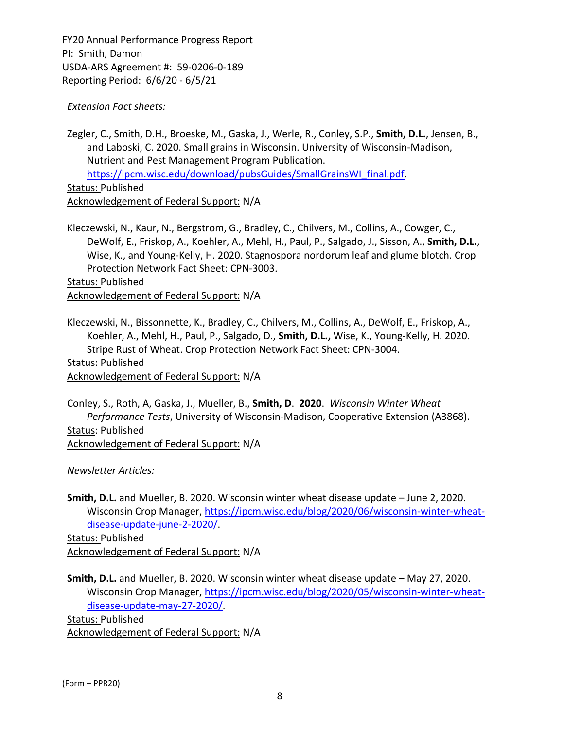*Extension Fact sheets:*

Zegler, C., Smith, D.H., Broeske, M., Gaska, J., Werle, R., Conley, S.P., **Smith, D.L.**, Jensen, B., and Laboski, C. 2020. Small grains in Wisconsin. University of Wisconsin-Madison, Nutrient and Pest Management Program Publication. https://ipcm.wisc.edu/download/pubsGuides/SmallGrainsWI_final.pdf.
Status: Published
Acknowledgement of Federal Support: N/A

Kleczewski, N., Kaur, N., Bergstrom, G., Bradley, C., Chilvers, M., Collins, A., Cowger, C., DeWolf, E., Friskop, A., Koehler, A., Mehl, H., Paul, P., Salgado, J., Sisson, A., **Smith, D.L.**, Wise, K., and Young-Kelly, H. 2020. Stagnospora nordorum leaf and glume blotch. Crop Protection Network Fact Sheet: CPN-3003.
Status: Published
Acknowledgement of Federal Support: N/A

Kleczewski, N., Bissonnette, K., Bradley, C., Chilvers, M., Collins, A., DeWolf, E., Friskop, A., Koehler, A., Mehl, H., Paul, P., Salgado, D., **Smith, D.L.,** Wise, K., Young-Kelly, H. 2020. Stripe Rust of Wheat. Crop Protection Network Fact Sheet: CPN-3004.
Status: Published
Acknowledgement of Federal Support: N/A

Conley, S., Roth, A, Gaska, J., Mueller, B., **Smith, D**. **2020**. *Wisconsin Winter Wheat Performance Tests*, University of Wisconsin-Madison, Cooperative Extension (A3868).
Status: Published
Acknowledgement of Federal Support: N/A

*Newsletter Articles:*

**Smith, D.L.** and Mueller, B. 2020. Wisconsin winter wheat disease update – June 2, 2020. Wisconsin Crop Manager, https://ipcm.wisc.edu/blog/2020/06/wisconsin-winter-wheat-disease-update-june-2-2020/.
Status: Published
Acknowledgement of Federal Support: N/A

**Smith, D.L.** and Mueller, B. 2020. Wisconsin winter wheat disease update – May 27, 2020. Wisconsin Crop Manager, https://ipcm.wisc.edu/blog/2020/05/wisconsin-winter-wheat-disease-update-may-27-2020/.
Status: Published
Acknowledgement of Federal Support: N/A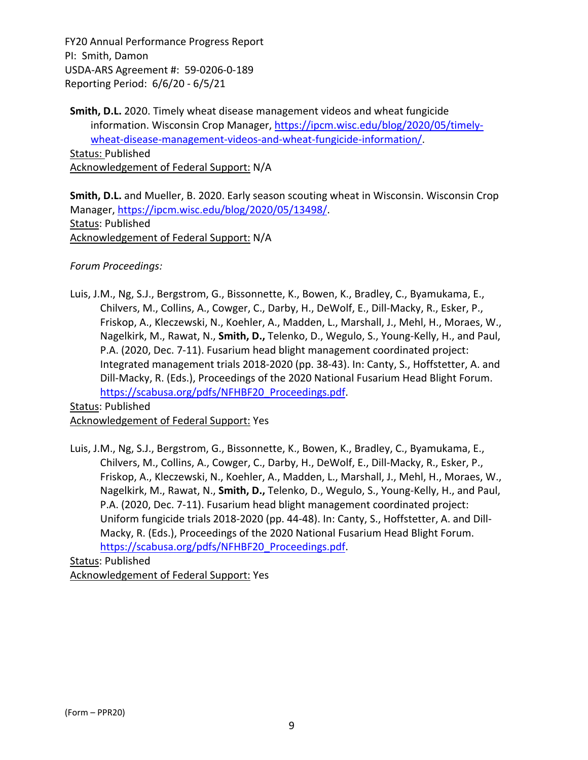**Smith, D.L.** 2020. Timely wheat disease management videos and wheat fungicide information. Wisconsin Crop Manager, https://ipcm.wisc.edu/blog/2020/05/timely-wheat-disease-management-videos-and-wheat-fungicide-information/.
Status: Published
Acknowledgement of Federal Support: N/A

**Smith, D.L.** and Mueller, B. 2020. Early season scouting wheat in Wisconsin. Wisconsin Crop Manager, https://ipcm.wisc.edu/blog/2020/05/13498/.
Status: Published
Acknowledgement of Federal Support: N/A

*Forum Proceedings:*

Luis, J.M., Ng, S.J., Bergstrom, G., Bissonnette, K., Bowen, K., Bradley, C., Byamukama, E., Chilvers, M., Collins, A., Cowger, C., Darby, H., DeWolf, E., Dill-Macky, R., Esker, P., Friskop, A., Kleczewski, N., Koehler, A., Madden, L., Marshall, J., Mehl, H., Moraes, W., Nagelkirk, M., Rawat, N., **Smith, D.,** Telenko, D., Wegulo, S., Young-Kelly, H., and Paul, P.A. (2020, Dec. 7-11). Fusarium head blight management coordinated project: Integrated management trials 2018-2020 (pp. 38-43). In: Canty, S., Hoffstetter, A. and Dill-Macky, R. (Eds.), Proceedings of the 2020 National Fusarium Head Blight Forum. https://scabusa.org/pdfs/NFHBF20_Proceedings.pdf.
Status: Published
Acknowledgement of Federal Support: Yes

Luis, J.M., Ng, S.J., Bergstrom, G., Bissonnette, K., Bowen, K., Bradley, C., Byamukama, E., Chilvers, M., Collins, A., Cowger, C., Darby, H., DeWolf, E., Dill-Macky, R., Esker, P., Friskop, A., Kleczewski, N., Koehler, A., Madden, L., Marshall, J., Mehl, H., Moraes, W., Nagelkirk, M., Rawat, N., **Smith, D.,** Telenko, D., Wegulo, S., Young-Kelly, H., and Paul, P.A. (2020, Dec. 7-11). Fusarium head blight management coordinated project: Uniform fungicide trials 2018-2020 (pp. 44-48). In: Canty, S., Hoffstetter, A. and Dill-Macky, R. (Eds.), Proceedings of the 2020 National Fusarium Head Blight Forum. https://scabusa.org/pdfs/NFHBF20_Proceedings.pdf.
Status: Published
Acknowledgement of Federal Support: Yes